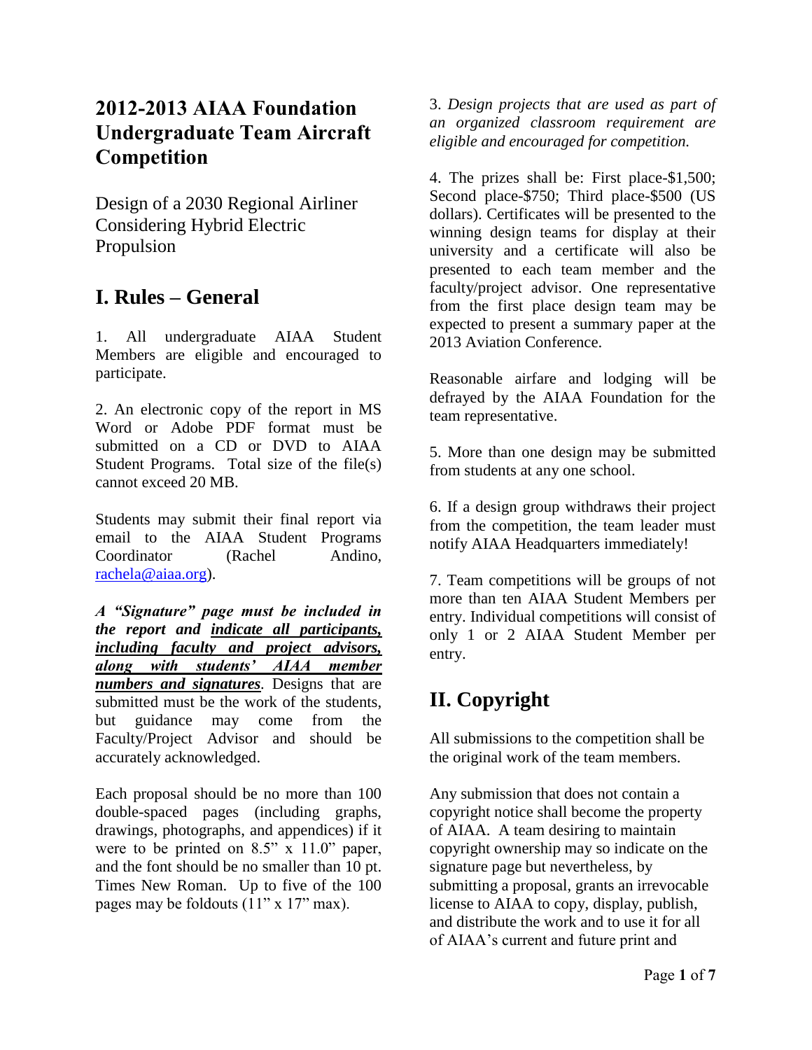# 2012-2013 AIAA Foundation Undergraduate Team Aircraft Competition

Design of a 2030 Regional Airliner Considering Hybrid Electric Propulsion

## I. Rules – General

1. All undergraduate AIAA Student Members are eligible and encouraged to participate.

2. An electronic copy of the report in MS Word or Adobe PDF format must be submitted on a CD or DVD to AIAA Student Programs. Total size of the file(s) cannot exceed 20 MB.

Students may submit their final report via email to the AIAA Student Programs Coordinator (Rachel Andino, rachela@aiaa.org).

***A "Signature" page must be included in the report and <u>indicate all participants, including faculty and project advisors, along with students' AIAA member numbers and signatures</u>.*** Designs that are submitted must be the work of the students, but guidance may come from the Faculty/Project Advisor and should be accurately acknowledged.

Each proposal should be no more than 100 double-spaced pages (including graphs, drawings, photographs, and appendices) if it were to be printed on 8.5" x 11.0" paper, and the font should be no smaller than 10 pt. Times New Roman. Up to five of the 100 pages may be foldouts (11" x 17" max).

3. *Design projects that are used as part of an organized classroom requirement are eligible and encouraged for competition.*

4. The prizes shall be: First place-$1,500; Second place-$750; Third place-$500 (US dollars). Certificates will be presented to the winning design teams for display at their university and a certificate will also be presented to each team member and the faculty/project advisor. One representative from the first place design team may be expected to present a summary paper at the 2013 Aviation Conference.

Reasonable airfare and lodging will be defrayed by the AIAA Foundation for the team representative.

5. More than one design may be submitted from students at any one school.

6. If a design group withdraws their project from the competition, the team leader must notify AIAA Headquarters immediately!

7. Team competitions will be groups of not more than ten AIAA Student Members per entry. Individual competitions will consist of only 1 or 2 AIAA Student Member per entry.

## II. Copyright

All submissions to the competition shall be the original work of the team members.

Any submission that does not contain a copyright notice shall become the property of AIAA. A team desiring to maintain copyright ownership may so indicate on the signature page but nevertheless, by submitting a proposal, grants an irrevocable license to AIAA to copy, display, publish, and distribute the work and to use it for all of AIAA's current and future print and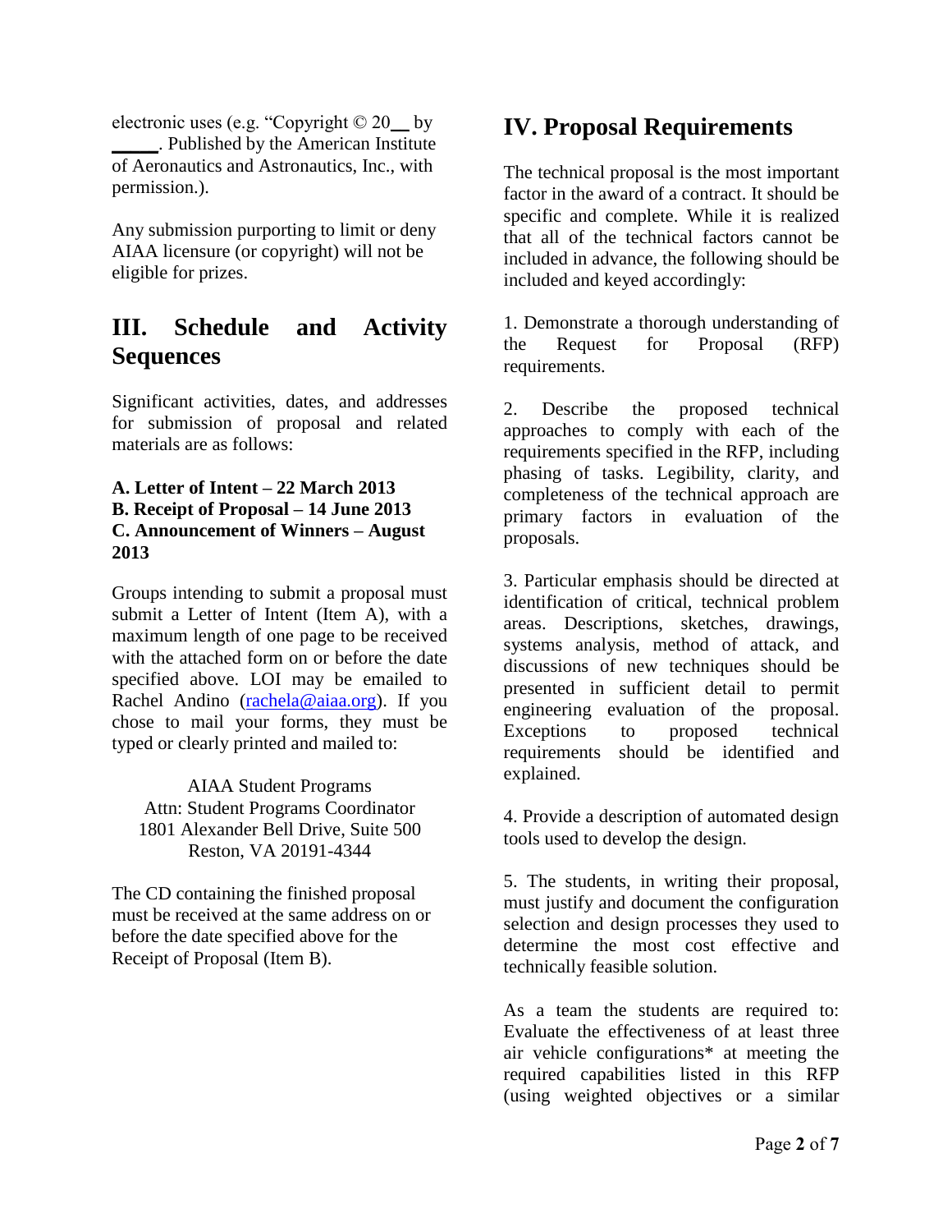electronic uses (e.g. "Copyright © 20__ by _____. Published by the American Institute of Aeronautics and Astronautics, Inc., with permission.).

Any submission purporting to limit or deny AIAA licensure (or copyright) will not be eligible for prizes.

## III. Schedule and Activity Sequences

Significant activities, dates, and addresses for submission of proposal and related materials are as follows:

**A. Letter of Intent – 22 March 2013**
**B. Receipt of Proposal – 14 June 2013**
**C. Announcement of Winners – August 2013**

Groups intending to submit a proposal must submit a Letter of Intent (Item A), with a maximum length of one page to be received with the attached form on or before the date specified above. LOI may be emailed to Rachel Andino (rachela@aiaa.org). If you chose to mail your forms, they must be typed or clearly printed and mailed to:

AIAA Student Programs
Attn: Student Programs Coordinator
1801 Alexander Bell Drive, Suite 500
Reston, VA 20191-4344

The CD containing the finished proposal must be received at the same address on or before the date specified above for the Receipt of Proposal (Item B).

## IV. Proposal Requirements

The technical proposal is the most important factor in the award of a contract. It should be specific and complete. While it is realized that all of the technical factors cannot be included in advance, the following should be included and keyed accordingly:

1. Demonstrate a thorough understanding of the Request for Proposal (RFP) requirements.

2. Describe the proposed technical approaches to comply with each of the requirements specified in the RFP, including phasing of tasks. Legibility, clarity, and completeness of the technical approach are primary factors in evaluation of the proposals.

3. Particular emphasis should be directed at identification of critical, technical problem areas. Descriptions, sketches, drawings, systems analysis, method of attack, and discussions of new techniques should be presented in sufficient detail to permit engineering evaluation of the proposal. Exceptions to proposed technical requirements should be identified and explained.

4. Provide a description of automated design tools used to develop the design.

5. The students, in writing their proposal, must justify and document the configuration selection and design processes they used to determine the most cost effective and technically feasible solution.

As a team the students are required to: Evaluate the effectiveness of at least three air vehicle configurations* at meeting the required capabilities listed in this RFP (using weighted objectives or a similar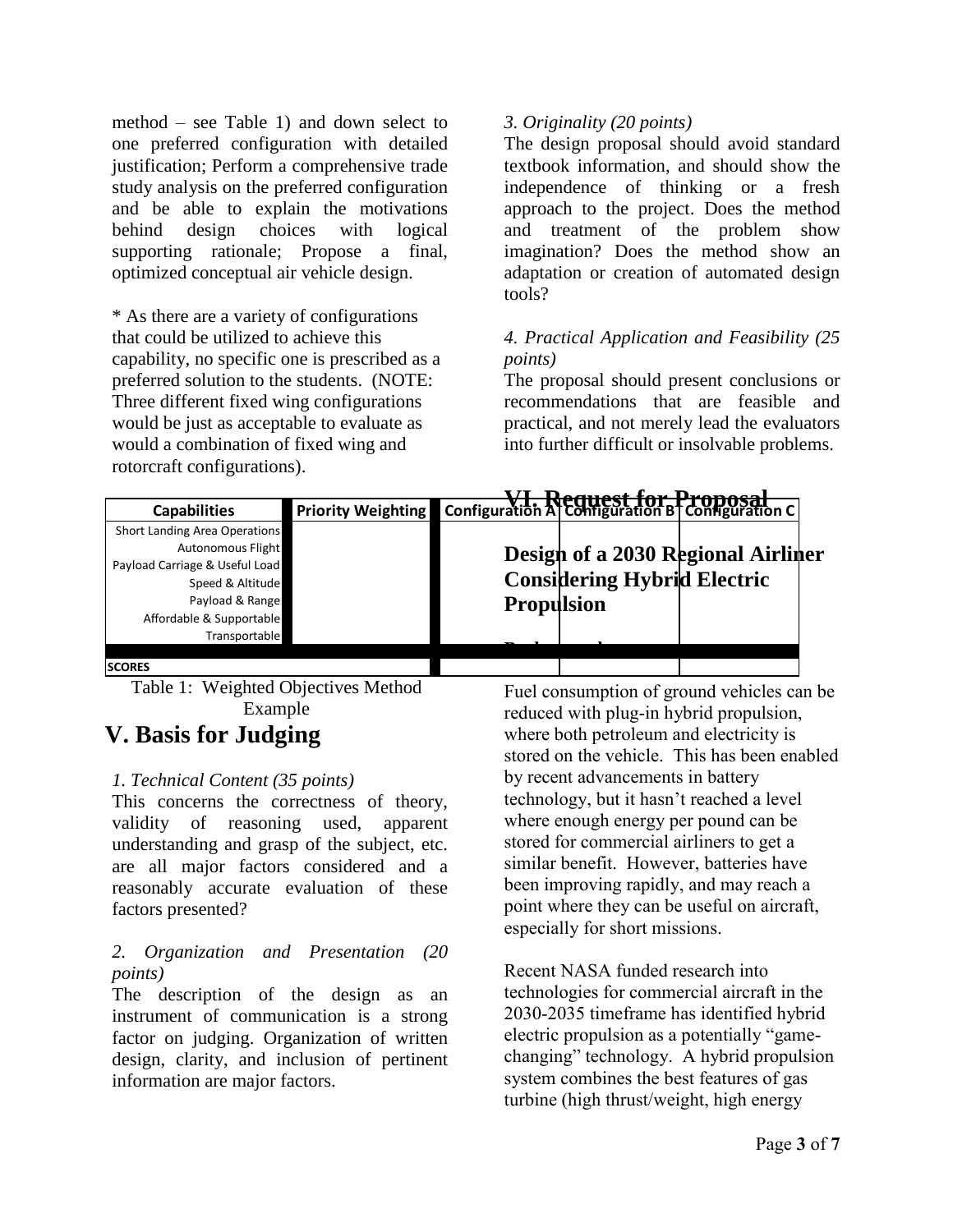method – see Table 1) and down select to one preferred configuration with detailed justification; Perform a comprehensive trade study analysis on the preferred configuration and be able to explain the motivations behind design choices with logical supporting rationale; Propose a final, optimized conceptual air vehicle design.

* As there are a variety of configurations that could be utilized to achieve this capability, no specific one is prescribed as a preferred solution to the students. (NOTE: Three different fixed wing configurations would be just as acceptable to evaluate as would a combination of fixed wing and rotorcraft configurations).

| Capabilities | Priority Weighting | Configuration A | Configuration B | Configuration C |
|---|---|---|---|---|
| Short Landing Area Operations | | | | |
| Autonomous Flight | | | | |
| Payload Carriage & Useful Load | | | | |
| Speed & Altitude | | | | |
| Payload & Range | | | | |
| Affordable & Supportable | | | | |
| Transportable | | | | |
| SCORES | | | | |

Table 1: Weighted Objectives Method Example

## V. Basis for Judging

*1. Technical Content (35 points)*

This concerns the correctness of theory, validity of reasoning used, apparent understanding and grasp of the subject, etc. are all major factors considered and a reasonably accurate evaluation of these factors presented?

*2. Organization and Presentation (20 points)*

The description of the design as an instrument of communication is a strong factor on judging. Organization of written design, clarity, and inclusion of pertinent information are major factors.

*3. Originality (20 points)*

The design proposal should avoid standard textbook information, and should show the independence of thinking or a fresh approach to the project. Does the method and treatment of the problem show imagination? Does the method show an adaptation or creation of automated design tools?

*4. Practical Application and Feasibility (25 points)*

The proposal should present conclusions or recommendations that are feasible and practical, and not merely lead the evaluators into further difficult or insolvable problems.

## VI. Request for Proposal

### Design of a 2030 Regional Airliner Considering Hybrid Electric Propulsion

### Background

Fuel consumption of ground vehicles can be reduced with plug-in hybrid propulsion, where both petroleum and electricity is stored on the vehicle. This has been enabled by recent advancements in battery technology, but it hasn't reached a level where enough energy per pound can be stored for commercial airliners to get a similar benefit. However, batteries have been improving rapidly, and may reach a point where they can be useful on aircraft, especially for short missions.

Recent NASA funded research into technologies for commercial aircraft in the 2030-2035 timeframe has identified hybrid electric propulsion as a potentially "game-changing" technology. A hybrid propulsion system combines the best features of gas turbine (high thrust/weight, high energy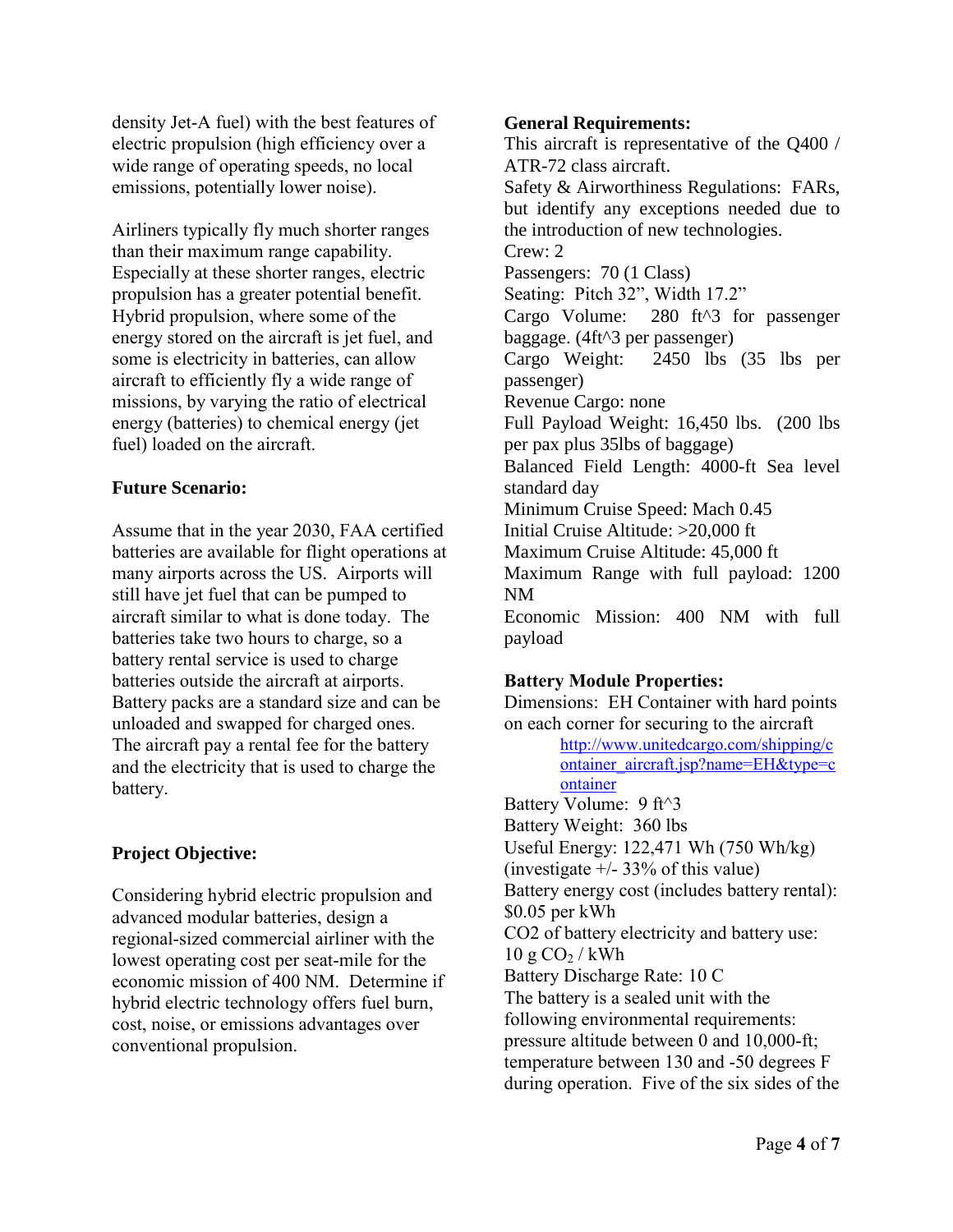density Jet-A fuel) with the best features of electric propulsion (high efficiency over a wide range of operating speeds, no local emissions, potentially lower noise).

Airliners typically fly much shorter ranges than their maximum range capability. Especially at these shorter ranges, electric propulsion has a greater potential benefit. Hybrid propulsion, where some of the energy stored on the aircraft is jet fuel, and some is electricity in batteries, can allow aircraft to efficiently fly a wide range of missions, by varying the ratio of electrical energy (batteries) to chemical energy (jet fuel) loaded on the aircraft.

**Future Scenario:**

Assume that in the year 2030, FAA certified batteries are available for flight operations at many airports across the US. Airports will still have jet fuel that can be pumped to aircraft similar to what is done today. The batteries take two hours to charge, so a battery rental service is used to charge batteries outside the aircraft at airports. Battery packs are a standard size and can be unloaded and swapped for charged ones. The aircraft pay a rental fee for the battery and the electricity that is used to charge the battery.

**Project Objective:**

Considering hybrid electric propulsion and advanced modular batteries, design a regional-sized commercial airliner with the lowest operating cost per seat-mile for the economic mission of 400 NM. Determine if hybrid electric technology offers fuel burn, cost, noise, or emissions advantages over conventional propulsion.

**General Requirements:**

This aircraft is representative of the Q400 / ATR-72 class aircraft.
Safety & Airworthiness Regulations: FARs, but identify any exceptions needed due to the introduction of new technologies.
Crew: 2
Passengers: 70 (1 Class)
Seating: Pitch 32", Width 17.2"
Cargo Volume: 280 ft^3 for passenger baggage. (4ft^3 per passenger)
Cargo Weight: 2450 lbs (35 lbs per passenger)
Revenue Cargo: none
Full Payload Weight: 16,450 lbs. (200 lbs per pax plus 35lbs of baggage)
Balanced Field Length: 4000-ft Sea level standard day
Minimum Cruise Speed: Mach 0.45
Initial Cruise Altitude: >20,000 ft
Maximum Cruise Altitude: 45,000 ft
Maximum Range with full payload: 1200 NM
Economic Mission: 400 NM with full payload

**Battery Module Properties:**

Dimensions: EH Container with hard points on each corner for securing to the aircraft
http://www.unitedcargo.com/shipping/container_aircraft.jsp?name=EH&type=container
Battery Volume: 9 ft^3
Battery Weight: 360 lbs
Useful Energy: 122,471 Wh (750 Wh/kg) (investigate +/- 33% of this value)
Battery energy cost (includes battery rental): $0.05 per kWh
CO2 of battery electricity and battery use: 10 g $CO_2$ / kWh
Battery Discharge Rate: 10 C
The battery is a sealed unit with the following environmental requirements: pressure altitude between 0 and 10,000-ft; temperature between 130 and -50 degrees F during operation. Five of the six sides of the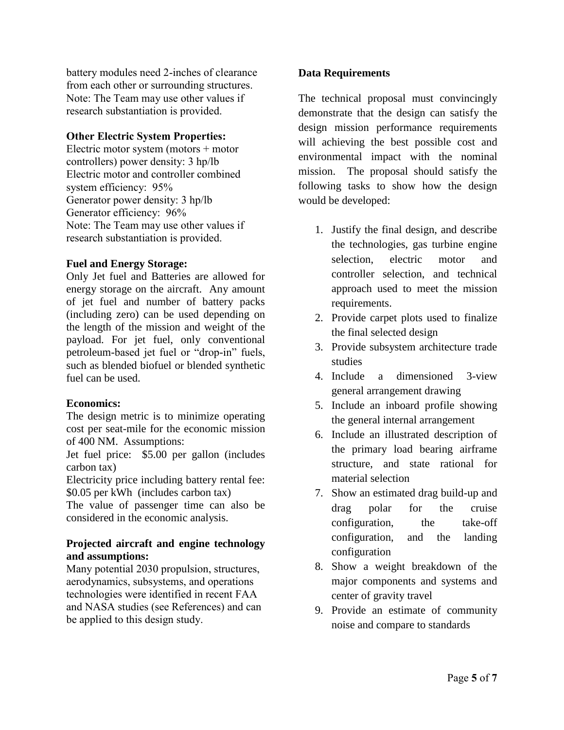battery modules need 2-inches of clearance from each other or surrounding structures. Note: The Team may use other values if research substantiation is provided.

**Other Electric System Properties:**
Electric motor system (motors + motor controllers) power density: 3 hp/lb
Electric motor and controller combined system efficiency: 95%
Generator power density: 3 hp/lb
Generator efficiency: 96%
Note: The Team may use other values if research substantiation is provided.

**Fuel and Energy Storage:**
Only Jet fuel and Batteries are allowed for energy storage on the aircraft. Any amount of jet fuel and number of battery packs (including zero) can be used depending on the length of the mission and weight of the payload. For jet fuel, only conventional petroleum-based jet fuel or "drop-in" fuels, such as blended biofuel or blended synthetic fuel can be used.

**Economics:**
The design metric is to minimize operating cost per seat-mile for the economic mission of 400 NM. Assumptions:
Jet fuel price: $5.00 per gallon (includes carbon tax)
Electricity price including battery rental fee: $0.05 per kWh (includes carbon tax)
The value of passenger time can also be considered in the economic analysis.

**Projected aircraft and engine technology and assumptions:**
Many potential 2030 propulsion, structures, aerodynamics, subsystems, and operations technologies were identified in recent FAA and NASA studies (see References) and can be applied to this design study.

**Data Requirements**

The technical proposal must convincingly demonstrate that the design can satisfy the design mission performance requirements will achieving the best possible cost and environmental impact with the nominal mission. The proposal should satisfy the following tasks to show how the design would be developed:

1. Justify the final design, and describe the technologies, gas turbine engine selection, electric motor and controller selection, and technical approach used to meet the mission requirements.
2. Provide carpet plots used to finalize the final selected design
3. Provide subsystem architecture trade studies
4. Include a dimensioned 3-view general arrangement drawing
5. Include an inboard profile showing the general internal arrangement
6. Include an illustrated description of the primary load bearing airframe structure, and state rational for material selection
7. Show an estimated drag build-up and drag polar for the cruise configuration, the take-off configuration, and the landing configuration
8. Show a weight breakdown of the major components and systems and center of gravity travel
9. Provide an estimate of community noise and compare to standards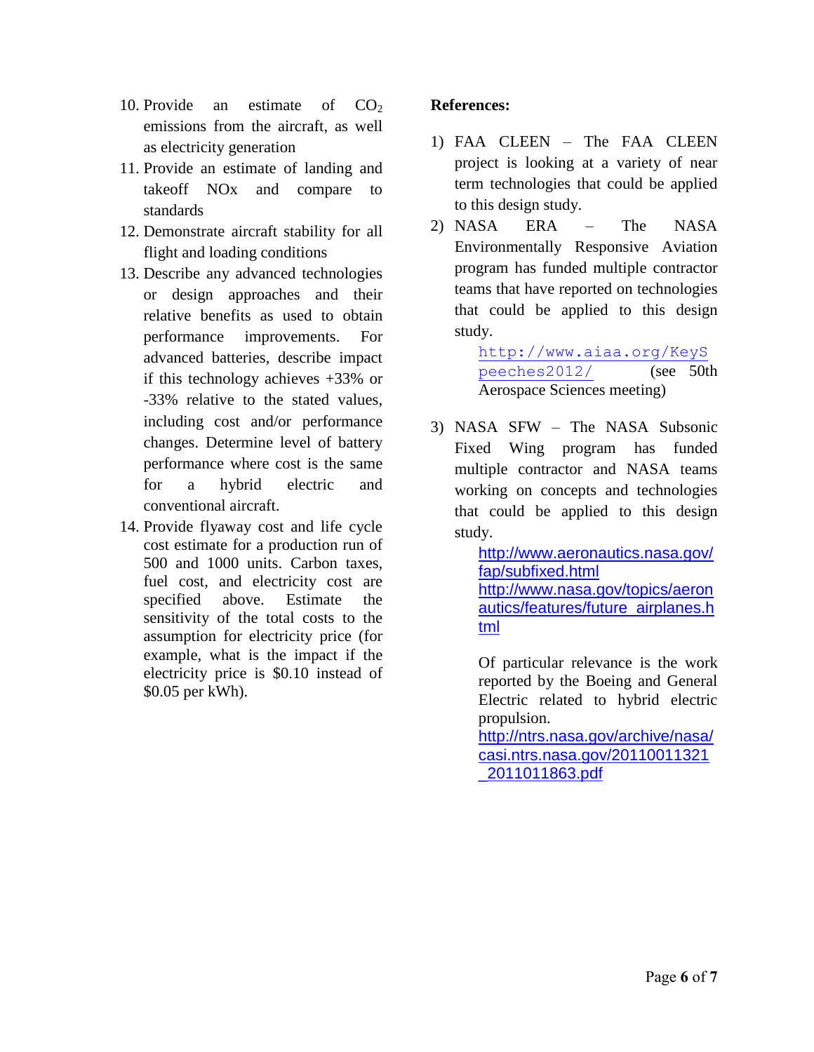10. Provide an estimate of $CO_2$ emissions from the aircraft, as well as electricity generation
11. Provide an estimate of landing and takeoff NOx and compare to standards
12. Demonstrate aircraft stability for all flight and loading conditions
13. Describe any advanced technologies or design approaches and their relative benefits as used to obtain performance improvements. For advanced batteries, describe impact if this technology achieves +33% or -33% relative to the stated values, including cost and/or performance changes. Determine level of battery performance where cost is the same for a hybrid electric and conventional aircraft.
14. Provide flyaway cost and life cycle cost estimate for a production run of 500 and 1000 units. Carbon taxes, fuel cost, and electricity cost are specified above. Estimate the sensitivity of the total costs to the assumption for electricity price (for example, what is the impact if the electricity price is $0.10 instead of $0.05 per kWh).

**References:**

1) FAA CLEEN – The FAA CLEEN project is looking at a variety of near term technologies that could be applied to this design study.
2) NASA ERA – The NASA Environmentally Responsive Aviation program has funded multiple contractor teams that have reported on technologies that could be applied to this design study.

   http://www.aiaa.org/KeySpeeches2012/ (see 50th Aerospace Sciences meeting)

3) NASA SFW – The NASA Subsonic Fixed Wing program has funded multiple contractor and NASA teams working on concepts and technologies that could be applied to this design study.

   http://www.aeronautics.nasa.gov/fap/subfixed.html
   http://www.nasa.gov/topics/aeronautics/features/future_airplanes.html

   Of particular relevance is the work reported by the Boeing and General Electric related to hybrid electric propulsion.
   http://ntrs.nasa.gov/archive/nasa/casi.ntrs.nasa.gov/20110011321_2011011863.pdf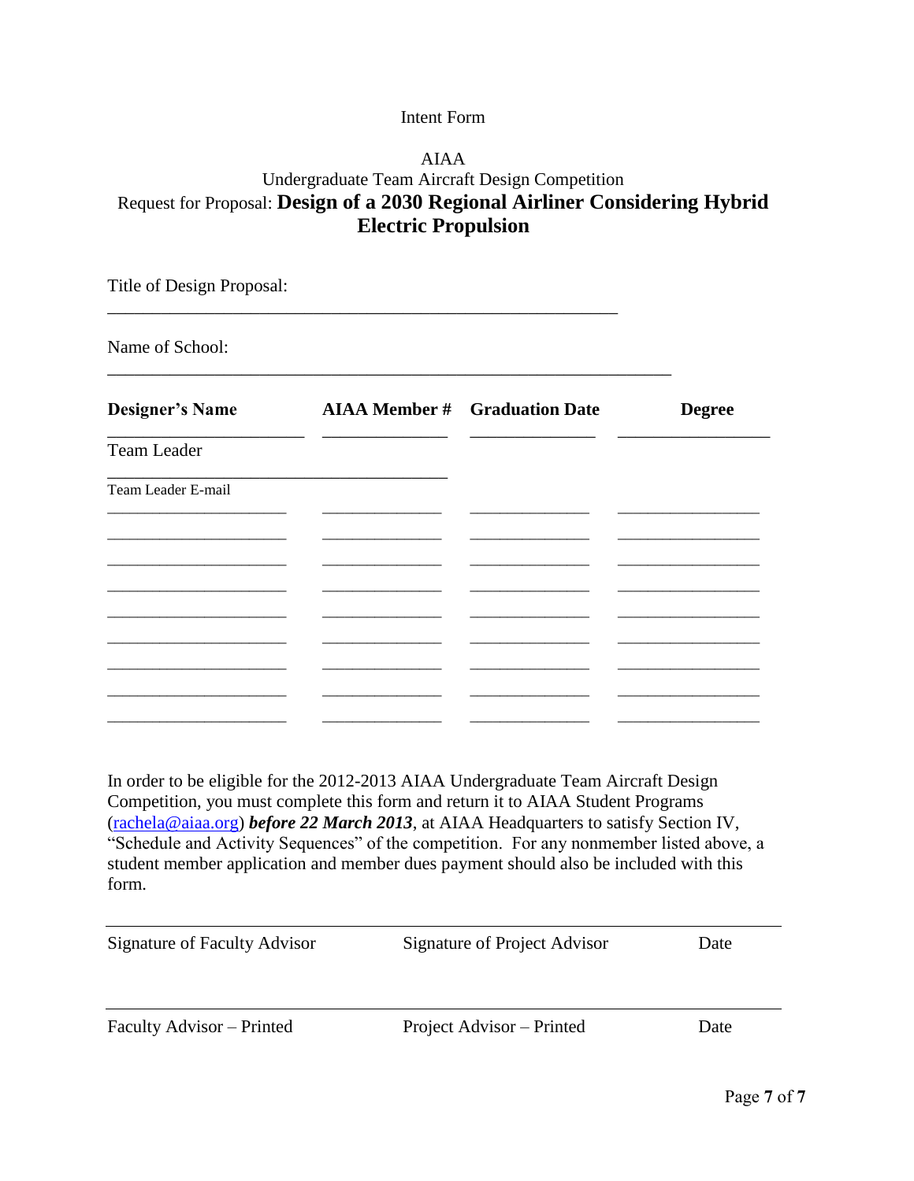Intent Form

AIAA

Undergraduate Team Aircraft Design Competition

Request for Proposal: **Design of a 2030 Regional Airliner Considering Hybrid Electric Propulsion**

Title of Design Proposal:

______________________________________________________________

Name of School:

____________________________________________________________________

| **Designer's Name** | **AIAA Member #** | **Graduation Date** | **Degree** |
|---|---|---|---|
| Team Leader | | | |
| Team Leader E-mail | | | |
| | | | |
| | | | |
| | | | |
| | | | |
| | | | |
| | | | |
| | | | |
| | | | |
| | | | |

In order to be eligible for the 2012-2013 AIAA Undergraduate Team Aircraft Design Competition, you must complete this form and return it to AIAA Student Programs (rachela@aiaa.org) ***before 22 March 2013***, at AIAA Headquarters to satisfy Section IV, "Schedule and Activity Sequences" of the competition. For any nonmember listed above, a student member application and member dues payment should also be included with this form.

| Signature of Faculty Advisor | Signature of Project Advisor | Date |
|---|---|---|
| | | |
| Faculty Advisor – Printed | Project Advisor – Printed | Date |